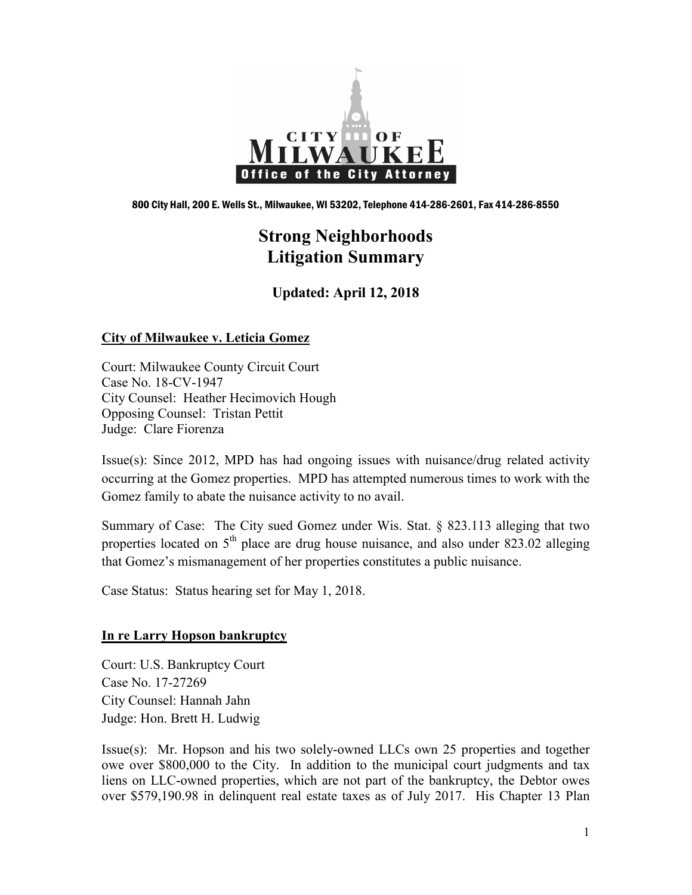CITY OF MILWAUKEE
Office of the City Attorney

800 City Hall, 200 E. Wells St., Milwaukee, WI 53202, Telephone 414-286-2601, Fax 414-286-8550

# Strong Neighborhoods Litigation Summary

**Updated: April 12, 2018**

## City of Milwaukee v. Leticia Gomez

Court: Milwaukee County Circuit Court
Case No. 18-CV-1947
City Counsel: Heather Hecimovich Hough
Opposing Counsel: Tristan Pettit
Judge: Clare Fiorenza

Issue(s): Since 2012, MPD has had ongoing issues with nuisance/drug related activity occurring at the Gomez properties. MPD has attempted numerous times to work with the Gomez family to abate the nuisance activity to no avail.

Summary of Case: The City sued Gomez under Wis. Stat. § 823.113 alleging that two properties located on 5th place are drug house nuisance, and also under 823.02 alleging that Gomez's mismanagement of her properties constitutes a public nuisance.

Case Status: Status hearing set for May 1, 2018.

## In re Larry Hopson bankruptcy

Court: U.S. Bankruptcy Court
Case No. 17-27269
City Counsel: Hannah Jahn
Judge: Hon. Brett H. Ludwig

Issue(s): Mr. Hopson and his two solely-owned LLCs own 25 properties and together owe over $800,000 to the City. In addition to the municipal court judgments and tax liens on LLC-owned properties, which are not part of the bankruptcy, the Debtor owes over $579,190.98 in delinquent real estate taxes as of July 2017. His Chapter 13 Plan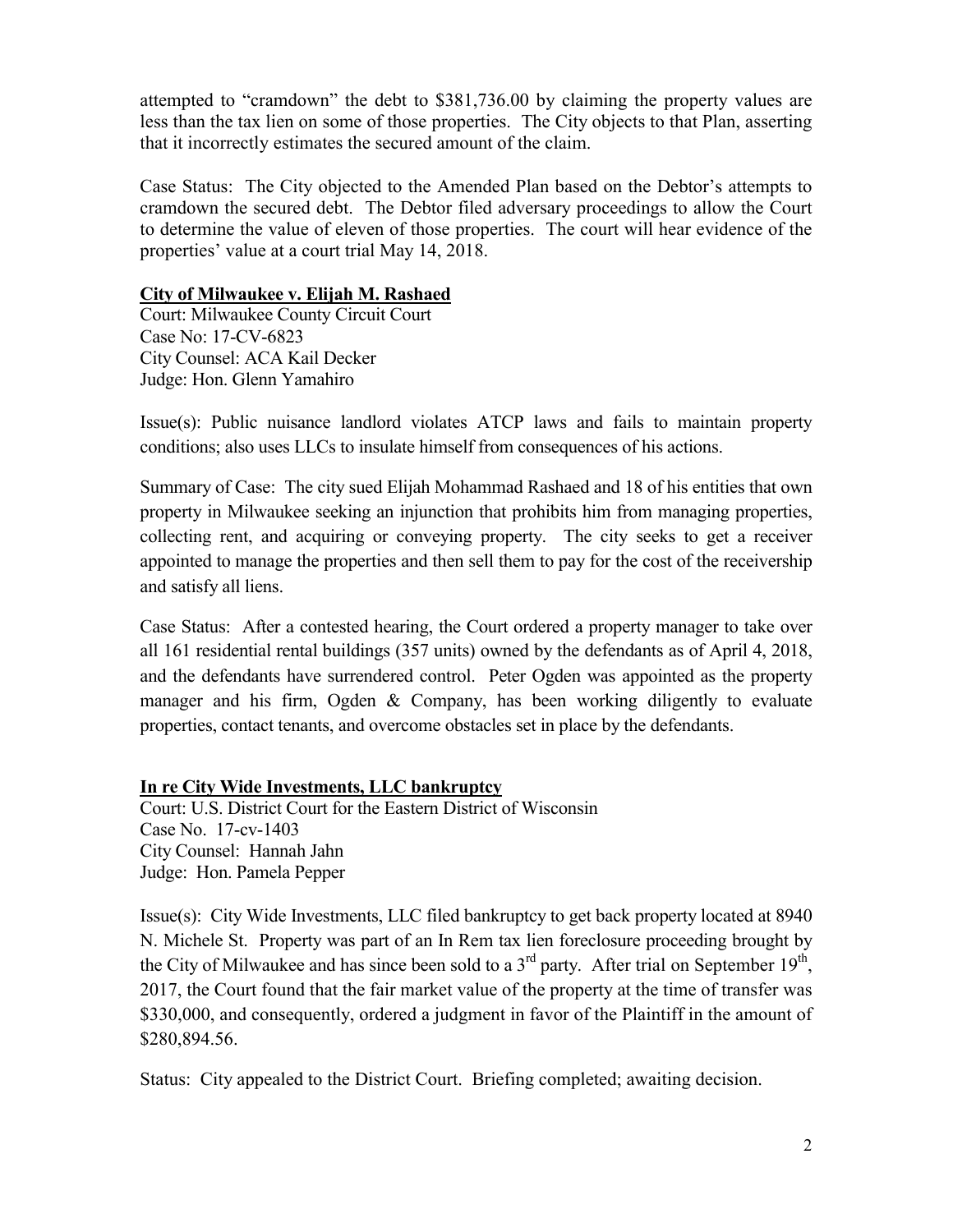attempted to "cramdown" the debt to $381,736.00 by claiming the property values are less than the tax lien on some of those properties. The City objects to that Plan, asserting that it incorrectly estimates the secured amount of the claim.

Case Status: The City objected to the Amended Plan based on the Debtor's attempts to cramdown the secured debt. The Debtor filed adversary proceedings to allow the Court to determine the value of eleven of those properties. The court will hear evidence of the properties' value at a court trial May 14, 2018.

**City of Milwaukee v. Elijah M. Rashaed**

Court: Milwaukee County Circuit Court
Case No: 17-CV-6823
City Counsel: ACA Kail Decker
Judge: Hon. Glenn Yamahiro

Issue(s): Public nuisance landlord violates ATCP laws and fails to maintain property conditions; also uses LLCs to insulate himself from consequences of his actions.

Summary of Case: The city sued Elijah Mohammad Rashaed and 18 of his entities that own property in Milwaukee seeking an injunction that prohibits him from managing properties, collecting rent, and acquiring or conveying property. The city seeks to get a receiver appointed to manage the properties and then sell them to pay for the cost of the receivership and satisfy all liens.

Case Status: After a contested hearing, the Court ordered a property manager to take over all 161 residential rental buildings (357 units) owned by the defendants as of April 4, 2018, and the defendants have surrendered control. Peter Ogden was appointed as the property manager and his firm, Ogden & Company, has been working diligently to evaluate properties, contact tenants, and overcome obstacles set in place by the defendants.

**In re City Wide Investments, LLC bankruptcy**

Court: U.S. District Court for the Eastern District of Wisconsin
Case No. 17-cv-1403
City Counsel: Hannah Jahn
Judge: Hon. Pamela Pepper

Issue(s): City Wide Investments, LLC filed bankruptcy to get back property located at 8940 N. Michele St. Property was part of an In Rem tax lien foreclosure proceeding brought by the City of Milwaukee and has since been sold to a 3rd party. After trial on September 19th, 2017, the Court found that the fair market value of the property at the time of transfer was $330,000, and consequently, ordered a judgment in favor of the Plaintiff in the amount of $280,894.56.

Status: City appealed to the District Court. Briefing completed; awaiting decision.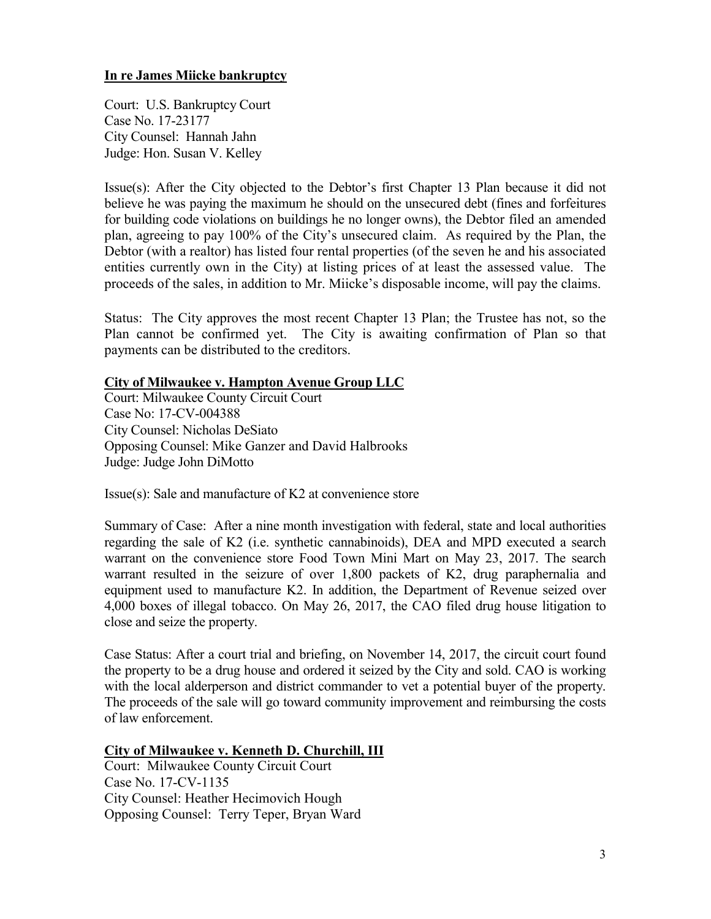**In re James Miicke bankruptcy**

Court: U.S. Bankruptcy Court
Case No. 17-23177
City Counsel: Hannah Jahn
Judge: Hon. Susan V. Kelley

Issue(s): After the City objected to the Debtor's first Chapter 13 Plan because it did not believe he was paying the maximum he should on the unsecured debt (fines and forfeitures for building code violations on buildings he no longer owns), the Debtor filed an amended plan, agreeing to pay 100% of the City's unsecured claim. As required by the Plan, the Debtor (with a realtor) has listed four rental properties (of the seven he and his associated entities currently own in the City) at listing prices of at least the assessed value. The proceeds of the sales, in addition to Mr. Miicke's disposable income, will pay the claims.

Status: The City approves the most recent Chapter 13 Plan; the Trustee has not, so the Plan cannot be confirmed yet. The City is awaiting confirmation of Plan so that payments can be distributed to the creditors.

**City of Milwaukee v. Hampton Avenue Group LLC**

Court: Milwaukee County Circuit Court
Case No: 17-CV-004388
City Counsel: Nicholas DeSiato
Opposing Counsel: Mike Ganzer and David Halbrooks
Judge: Judge John DiMotto

Issue(s): Sale and manufacture of K2 at convenience store

Summary of Case: After a nine month investigation with federal, state and local authorities regarding the sale of K2 (i.e. synthetic cannabinoids), DEA and MPD executed a search warrant on the convenience store Food Town Mini Mart on May 23, 2017. The search warrant resulted in the seizure of over 1,800 packets of K2, drug paraphernalia and equipment used to manufacture K2. In addition, the Department of Revenue seized over 4,000 boxes of illegal tobacco. On May 26, 2017, the CAO filed drug house litigation to close and seize the property.

Case Status: After a court trial and briefing, on November 14, 2017, the circuit court found the property to be a drug house and ordered it seized by the City and sold. CAO is working with the local alderperson and district commander to vet a potential buyer of the property. The proceeds of the sale will go toward community improvement and reimbursing the costs of law enforcement.

**City of Milwaukee v. Kenneth D. Churchill, III**

Court: Milwaukee County Circuit Court
Case No. 17-CV-1135
City Counsel: Heather Hecimovich Hough
Opposing Counsel: Terry Teper, Bryan Ward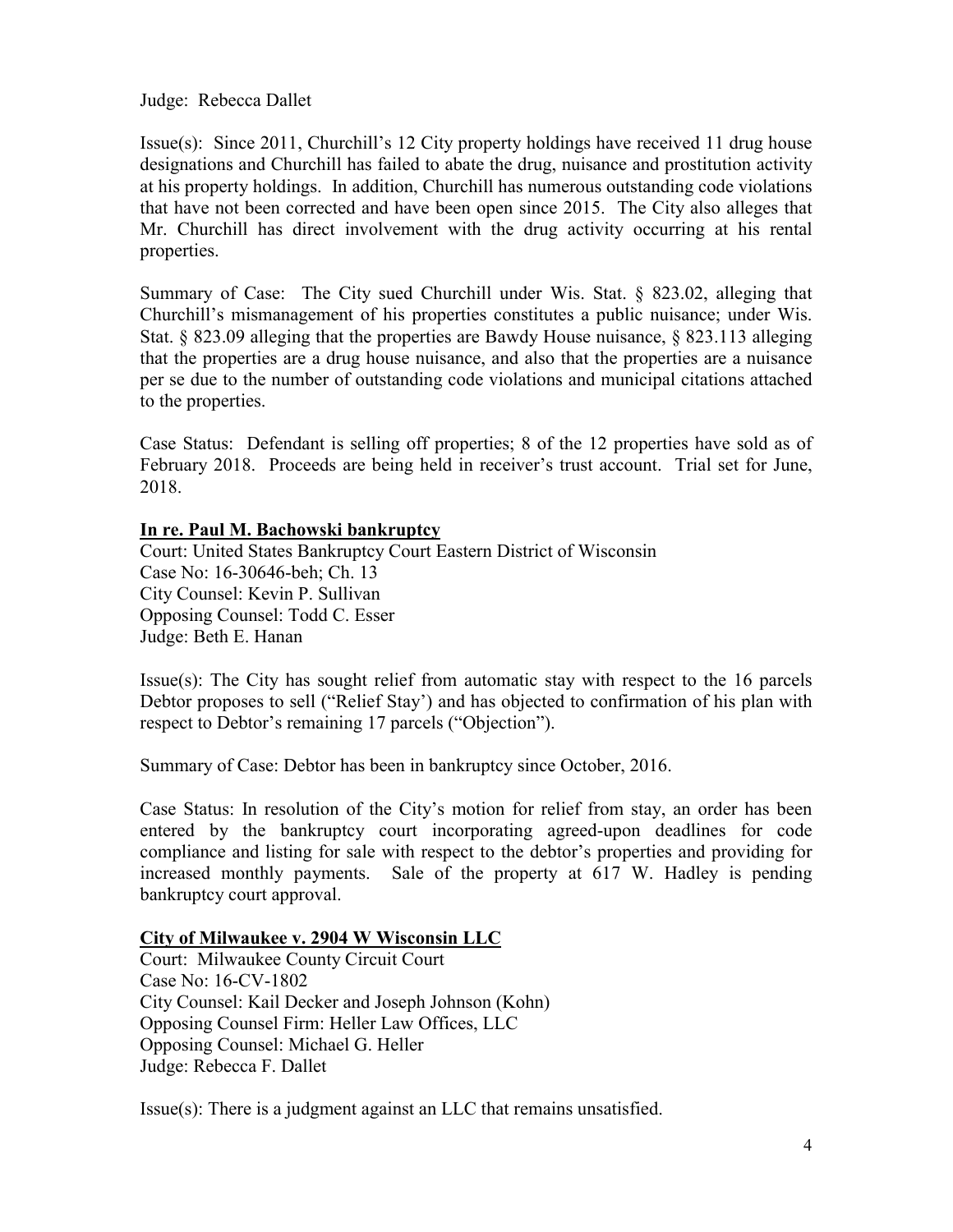Judge: Rebecca Dallet

Issue(s): Since 2011, Churchill's 12 City property holdings have received 11 drug house designations and Churchill has failed to abate the drug, nuisance and prostitution activity at his property holdings. In addition, Churchill has numerous outstanding code violations that have not been corrected and have been open since 2015. The City also alleges that Mr. Churchill has direct involvement with the drug activity occurring at his rental properties.

Summary of Case: The City sued Churchill under Wis. Stat. § 823.02, alleging that Churchill's mismanagement of his properties constitutes a public nuisance; under Wis. Stat. § 823.09 alleging that the properties are Bawdy House nuisance, § 823.113 alleging that the properties are a drug house nuisance, and also that the properties are a nuisance per se due to the number of outstanding code violations and municipal citations attached to the properties.

Case Status: Defendant is selling off properties; 8 of the 12 properties have sold as of February 2018. Proceeds are being held in receiver's trust account. Trial set for June, 2018.

**In re. Paul M. Bachowski bankruptcy**

Court: United States Bankruptcy Court Eastern District of Wisconsin
Case No: 16-30646-beh; Ch. 13
City Counsel: Kevin P. Sullivan
Opposing Counsel: Todd C. Esser
Judge: Beth E. Hanan

Issue(s): The City has sought relief from automatic stay with respect to the 16 parcels Debtor proposes to sell ("Relief Stay') and has objected to confirmation of his plan with respect to Debtor's remaining 17 parcels ("Objection").

Summary of Case: Debtor has been in bankruptcy since October, 2016.

Case Status: In resolution of the City's motion for relief from stay, an order has been entered by the bankruptcy court incorporating agreed-upon deadlines for code compliance and listing for sale with respect to the debtor's properties and providing for increased monthly payments. Sale of the property at 617 W. Hadley is pending bankruptcy court approval.

**City of Milwaukee v. 2904 W Wisconsin LLC**

Court: Milwaukee County Circuit Court
Case No: 16-CV-1802
City Counsel: Kail Decker and Joseph Johnson (Kohn)
Opposing Counsel Firm: Heller Law Offices, LLC
Opposing Counsel: Michael G. Heller
Judge: Rebecca F. Dallet

Issue(s): There is a judgment against an LLC that remains unsatisfied.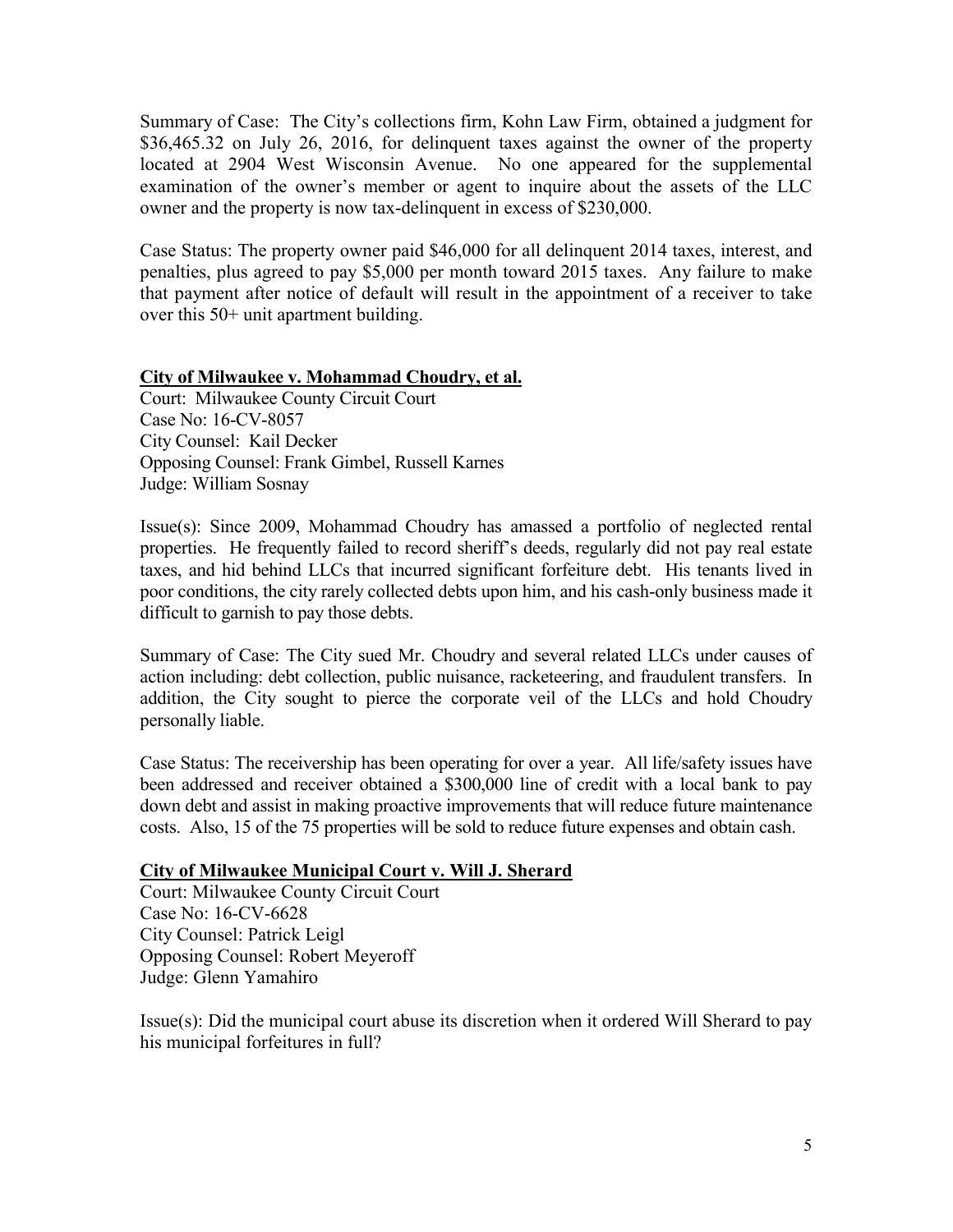Summary of Case: The City's collections firm, Kohn Law Firm, obtained a judgment for $36,465.32 on July 26, 2016, for delinquent taxes against the owner of the property located at 2904 West Wisconsin Avenue. No one appeared for the supplemental examination of the owner's member or agent to inquire about the assets of the LLC owner and the property is now tax-delinquent in excess of $230,000.

Case Status: The property owner paid $46,000 for all delinquent 2014 taxes, interest, and penalties, plus agreed to pay $5,000 per month toward 2015 taxes. Any failure to make that payment after notice of default will result in the appointment of a receiver to take over this 50+ unit apartment building.

**City of Milwaukee v. Mohammad Choudry, et al.**

Court: Milwaukee County Circuit Court
Case No: 16-CV-8057
City Counsel: Kail Decker
Opposing Counsel: Frank Gimbel, Russell Karnes
Judge: William Sosnay

Issue(s): Since 2009, Mohammad Choudry has amassed a portfolio of neglected rental properties. He frequently failed to record sheriff's deeds, regularly did not pay real estate taxes, and hid behind LLCs that incurred significant forfeiture debt. His tenants lived in poor conditions, the city rarely collected debts upon him, and his cash-only business made it difficult to garnish to pay those debts.

Summary of Case: The City sued Mr. Choudry and several related LLCs under causes of action including: debt collection, public nuisance, racketeering, and fraudulent transfers. In addition, the City sought to pierce the corporate veil of the LLCs and hold Choudry personally liable.

Case Status: The receivership has been operating for over a year. All life/safety issues have been addressed and receiver obtained a $300,000 line of credit with a local bank to pay down debt and assist in making proactive improvements that will reduce future maintenance costs. Also, 15 of the 75 properties will be sold to reduce future expenses and obtain cash.

**City of Milwaukee Municipal Court v. Will J. Sherard**

Court: Milwaukee County Circuit Court
Case No: 16-CV-6628
City Counsel: Patrick Leigl
Opposing Counsel: Robert Meyeroff
Judge: Glenn Yamahiro

Issue(s): Did the municipal court abuse its discretion when it ordered Will Sherard to pay his municipal forfeitures in full?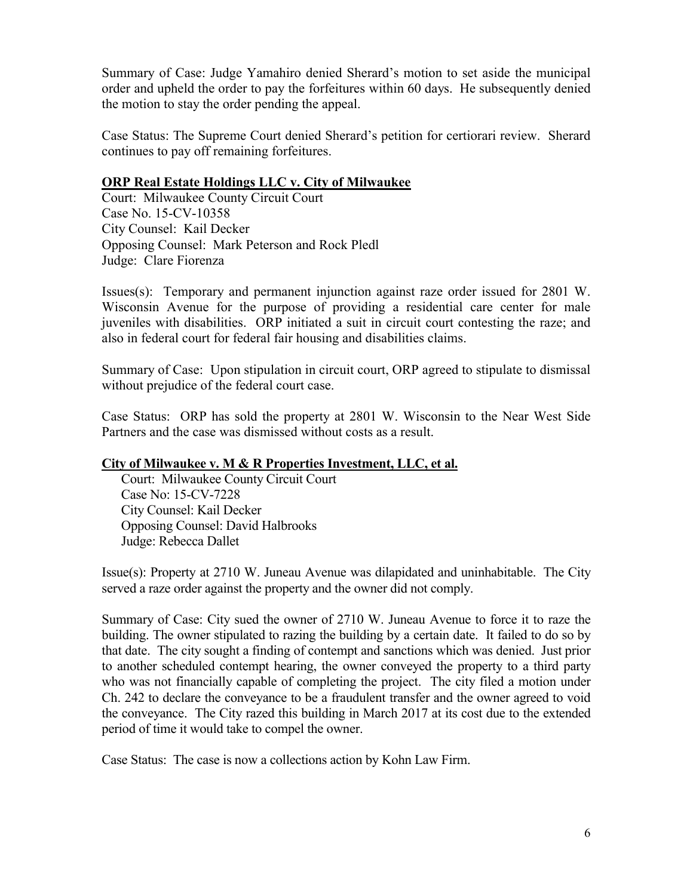Summary of Case: Judge Yamahiro denied Sherard's motion to set aside the municipal order and upheld the order to pay the forfeitures within 60 days. He subsequently denied the motion to stay the order pending the appeal.

Case Status: The Supreme Court denied Sherard's petition for certiorari review. Sherard continues to pay off remaining forfeitures.

**ORP Real Estate Holdings LLC v. City of Milwaukee**

Court: Milwaukee County Circuit Court
Case No. 15-CV-10358
City Counsel: Kail Decker
Opposing Counsel: Mark Peterson and Rock Pledl
Judge: Clare Fiorenza

Issues(s): Temporary and permanent injunction against raze order issued for 2801 W. Wisconsin Avenue for the purpose of providing a residential care center for male juveniles with disabilities. ORP initiated a suit in circuit court contesting the raze; and also in federal court for federal fair housing and disabilities claims.

Summary of Case: Upon stipulation in circuit court, ORP agreed to stipulate to dismissal without prejudice of the federal court case.

Case Status: ORP has sold the property at 2801 W. Wisconsin to the Near West Side Partners and the case was dismissed without costs as a result.

**City of Milwaukee v. M & R Properties Investment, LLC, et al.**

Court: Milwaukee County Circuit Court
Case No: 15-CV-7228
City Counsel: Kail Decker
Opposing Counsel: David Halbrooks
Judge: Rebecca Dallet

Issue(s): Property at 2710 W. Juneau Avenue was dilapidated and uninhabitable. The City served a raze order against the property and the owner did not comply.

Summary of Case: City sued the owner of 2710 W. Juneau Avenue to force it to raze the building. The owner stipulated to razing the building by a certain date. It failed to do so by that date. The city sought a finding of contempt and sanctions which was denied. Just prior to another scheduled contempt hearing, the owner conveyed the property to a third party who was not financially capable of completing the project. The city filed a motion under Ch. 242 to declare the conveyance to be a fraudulent transfer and the owner agreed to void the conveyance. The City razed this building in March 2017 at its cost due to the extended period of time it would take to compel the owner.

Case Status: The case is now a collections action by Kohn Law Firm.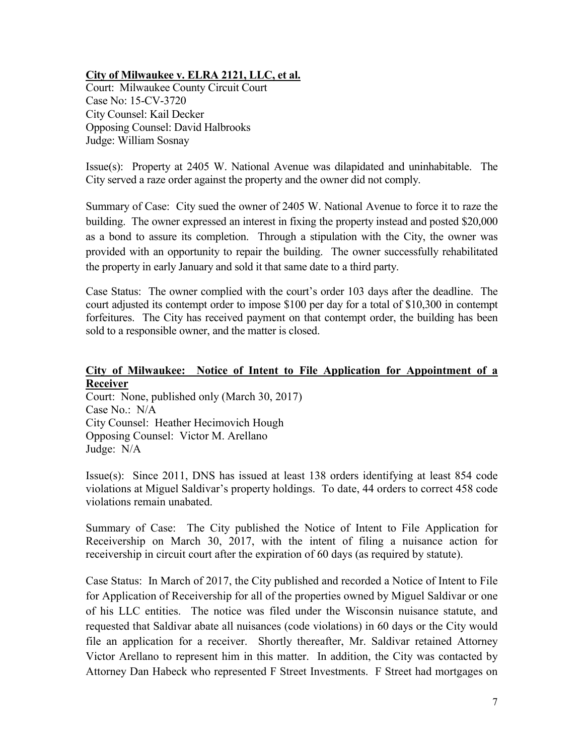**City of Milwaukee v. ELRA 2121, LLC, et al.**

Court: Milwaukee County Circuit Court
Case No: 15-CV-3720
City Counsel: Kail Decker
Opposing Counsel: David Halbrooks
Judge: William Sosnay

Issue(s): Property at 2405 W. National Avenue was dilapidated and uninhabitable. The City served a raze order against the property and the owner did not comply.

Summary of Case: City sued the owner of 2405 W. National Avenue to force it to raze the building. The owner expressed an interest in fixing the property instead and posted $20,000 as a bond to assure its completion. Through a stipulation with the City, the owner was provided with an opportunity to repair the building. The owner successfully rehabilitated the property in early January and sold it that same date to a third party.

Case Status: The owner complied with the court's order 103 days after the deadline. The court adjusted its contempt order to impose $100 per day for a total of $10,300 in contempt forfeitures. The City has received payment on that contempt order, the building has been sold to a responsible owner, and the matter is closed.

**City of Milwaukee: Notice of Intent to File Application for Appointment of a Receiver**

Court: None, published only (March 30, 2017)
Case No.: N/A
City Counsel: Heather Hecimovich Hough
Opposing Counsel: Victor M. Arellano
Judge: N/A

Issue(s): Since 2011, DNS has issued at least 138 orders identifying at least 854 code violations at Miguel Saldivar's property holdings. To date, 44 orders to correct 458 code violations remain unabated.

Summary of Case: The City published the Notice of Intent to File Application for Receivership on March 30, 2017, with the intent of filing a nuisance action for receivership in circuit court after the expiration of 60 days (as required by statute).

Case Status: In March of 2017, the City published and recorded a Notice of Intent to File for Application of Receivership for all of the properties owned by Miguel Saldivar or one of his LLC entities. The notice was filed under the Wisconsin nuisance statute, and requested that Saldivar abate all nuisances (code violations) in 60 days or the City would file an application for a receiver. Shortly thereafter, Mr. Saldivar retained Attorney Victor Arellano to represent him in this matter. In addition, the City was contacted by Attorney Dan Habeck who represented F Street Investments. F Street had mortgages on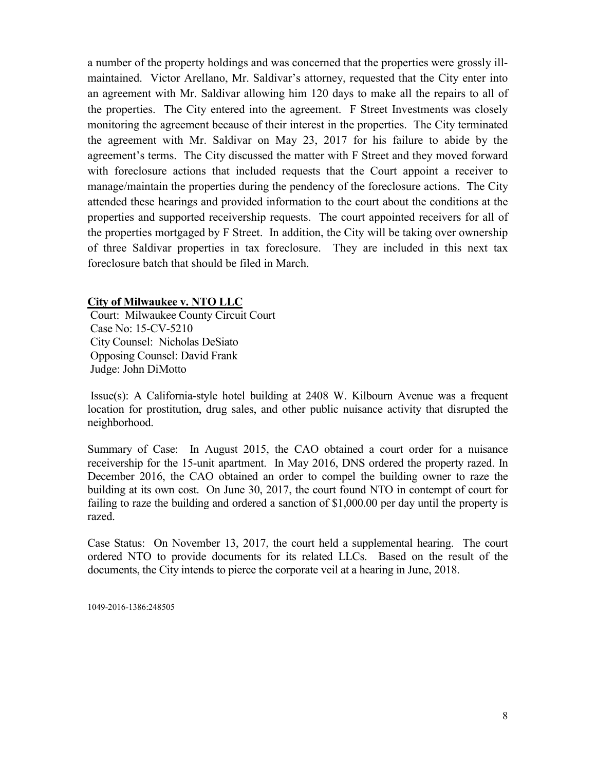a number of the property holdings and was concerned that the properties were grossly ill-maintained. Victor Arellano, Mr. Saldivar's attorney, requested that the City enter into an agreement with Mr. Saldivar allowing him 120 days to make all the repairs to all of the properties. The City entered into the agreement. F Street Investments was closely monitoring the agreement because of their interest in the properties. The City terminated the agreement with Mr. Saldivar on May 23, 2017 for his failure to abide by the agreement's terms. The City discussed the matter with F Street and they moved forward with foreclosure actions that included requests that the Court appoint a receiver to manage/maintain the properties during the pendency of the foreclosure actions. The City attended these hearings and provided information to the court about the conditions at the properties and supported receivership requests. The court appointed receivers for all of the properties mortgaged by F Street. In addition, the City will be taking over ownership of three Saldivar properties in tax foreclosure. They are included in this next tax foreclosure batch that should be filed in March.

**City of Milwaukee v. NTO LLC**

Court: Milwaukee County Circuit Court
Case No: 15-CV-5210
City Counsel: Nicholas DeSiato
Opposing Counsel: David Frank
Judge: John DiMotto

Issue(s): A California-style hotel building at 2408 W. Kilbourn Avenue was a frequent location for prostitution, drug sales, and other public nuisance activity that disrupted the neighborhood.

Summary of Case: In August 2015, the CAO obtained a court order for a nuisance receivership for the 15-unit apartment. In May 2016, DNS ordered the property razed. In December 2016, the CAO obtained an order to compel the building owner to raze the building at its own cost. On June 30, 2017, the court found NTO in contempt of court for failing to raze the building and ordered a sanction of $1,000.00 per day until the property is razed.

Case Status: On November 13, 2017, the court held a supplemental hearing. The court ordered NTO to provide documents for its related LLCs. Based on the result of the documents, the City intends to pierce the corporate veil at a hearing in June, 2018.

1049-2016-1386:248505